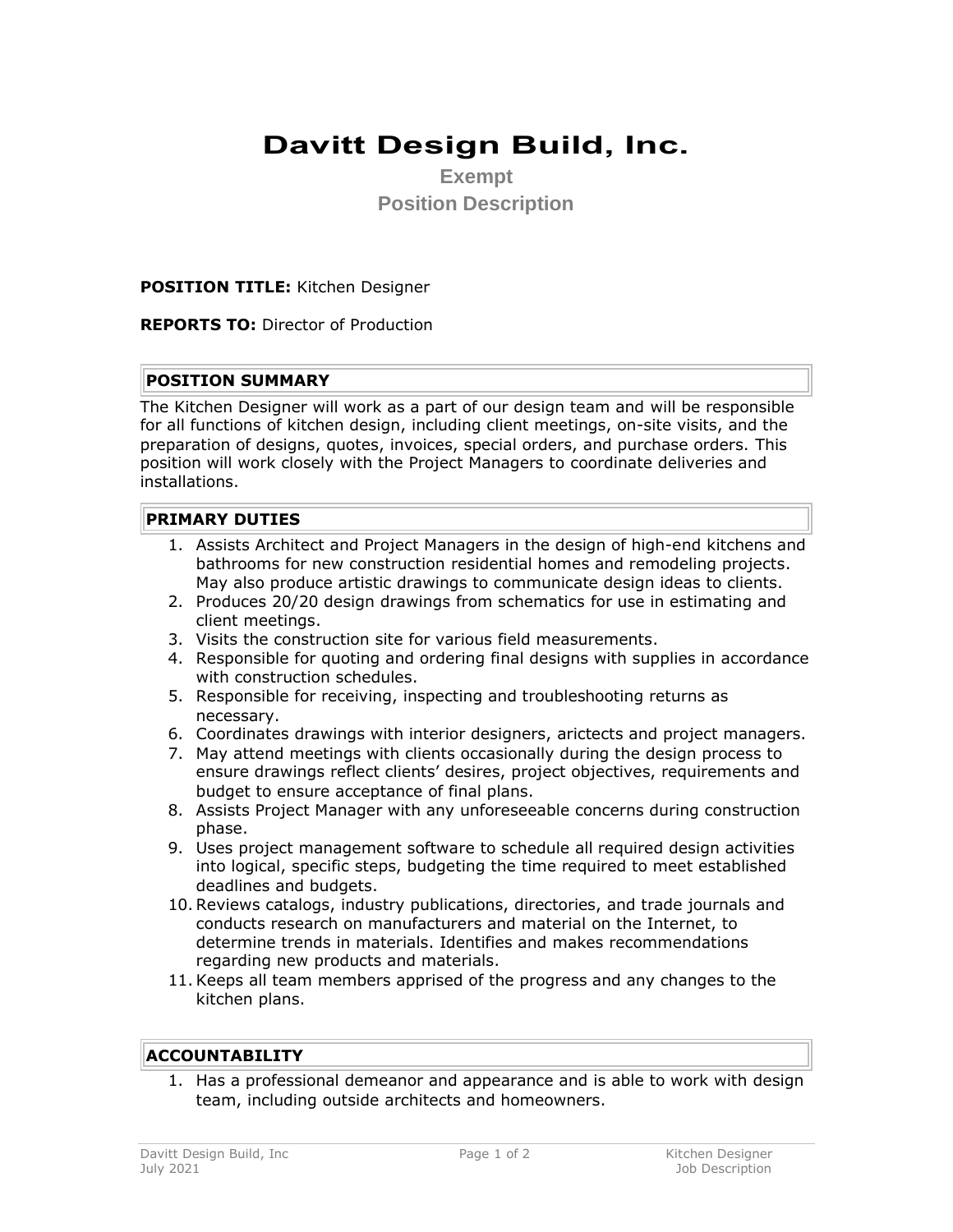# Davitt Design Build, Inc.

**Exempt**

**Position Description**

**POSITION TITLE:** Kitchen Designer

**REPORTS TO:** Director of Production

## POSITION SUMMARY

The Kitchen Designer will work as a part of our design team and will be responsible for all functions of kitchen design, including client meetings, on-site visits, and the preparation of designs, quotes, invoices, special orders, and purchase orders. This position will work closely with the Project Managers to coordinate deliveries and installations.

## PRIMARY DUTIES

1. Assists Architect and Project Managers in the design of high-end kitchens and bathrooms for new construction residential homes and remodeling projects. May also produce artistic drawings to communicate design ideas to clients.
2. Produces 20/20 design drawings from schematics for use in estimating and client meetings.
3. Visits the construction site for various field measurements.
4. Responsible for quoting and ordering final designs with supplies in accordance with construction schedules.
5. Responsible for receiving, inspecting and troubleshooting returns as necessary.
6. Coordinates drawings with interior designers, arictects and project managers.
7. May attend meetings with clients occasionally during the design process to ensure drawings reflect clients' desires, project objectives, requirements and budget to ensure acceptance of final plans.
8. Assists Project Manager with any unforeseeable concerns during construction phase.
9. Uses project management software to schedule all required design activities into logical, specific steps, budgeting the time required to meet established deadlines and budgets.
10. Reviews catalogs, industry publications, directories, and trade journals and conducts research on manufacturers and material on the Internet, to determine trends in materials. Identifies and makes recommendations regarding new products and materials.
11. Keeps all team members apprised of the progress and any changes to the kitchen plans.

## ACCOUNTABILITY

1. Has a professional demeanor and appearance and is able to work with design team, including outside architects and homeowners.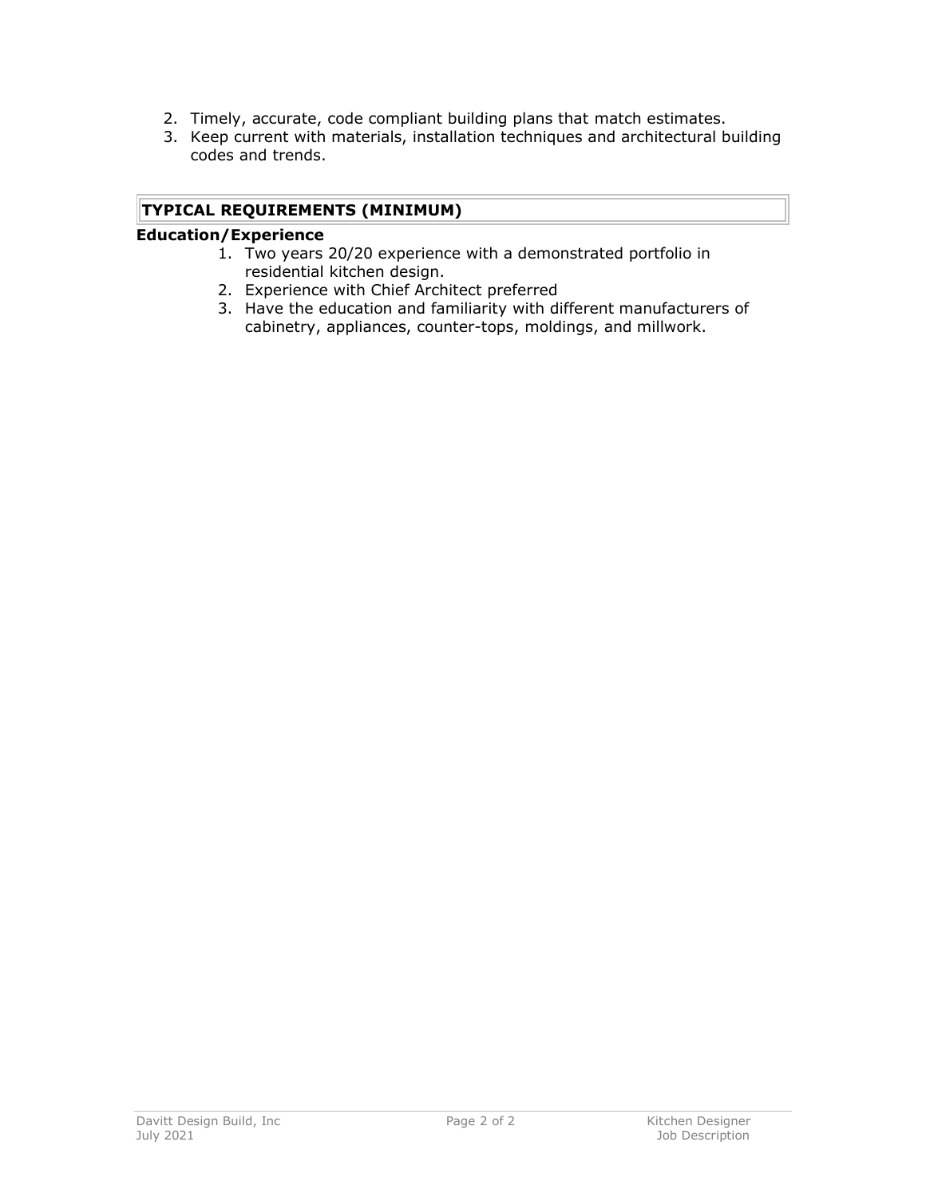2. Timely, accurate, code compliant building plans that match estimates.
3. Keep current with materials, installation techniques and architectural building codes and trends.

## TYPICAL REQUIREMENTS (MINIMUM)

**Education/Experience**

1. Two years 20/20 experience with a demonstrated portfolio in residential kitchen design.
2. Experience with Chief Architect preferred
3. Have the education and familiarity with different manufacturers of cabinetry, appliances, counter-tops, moldings, and millwork.